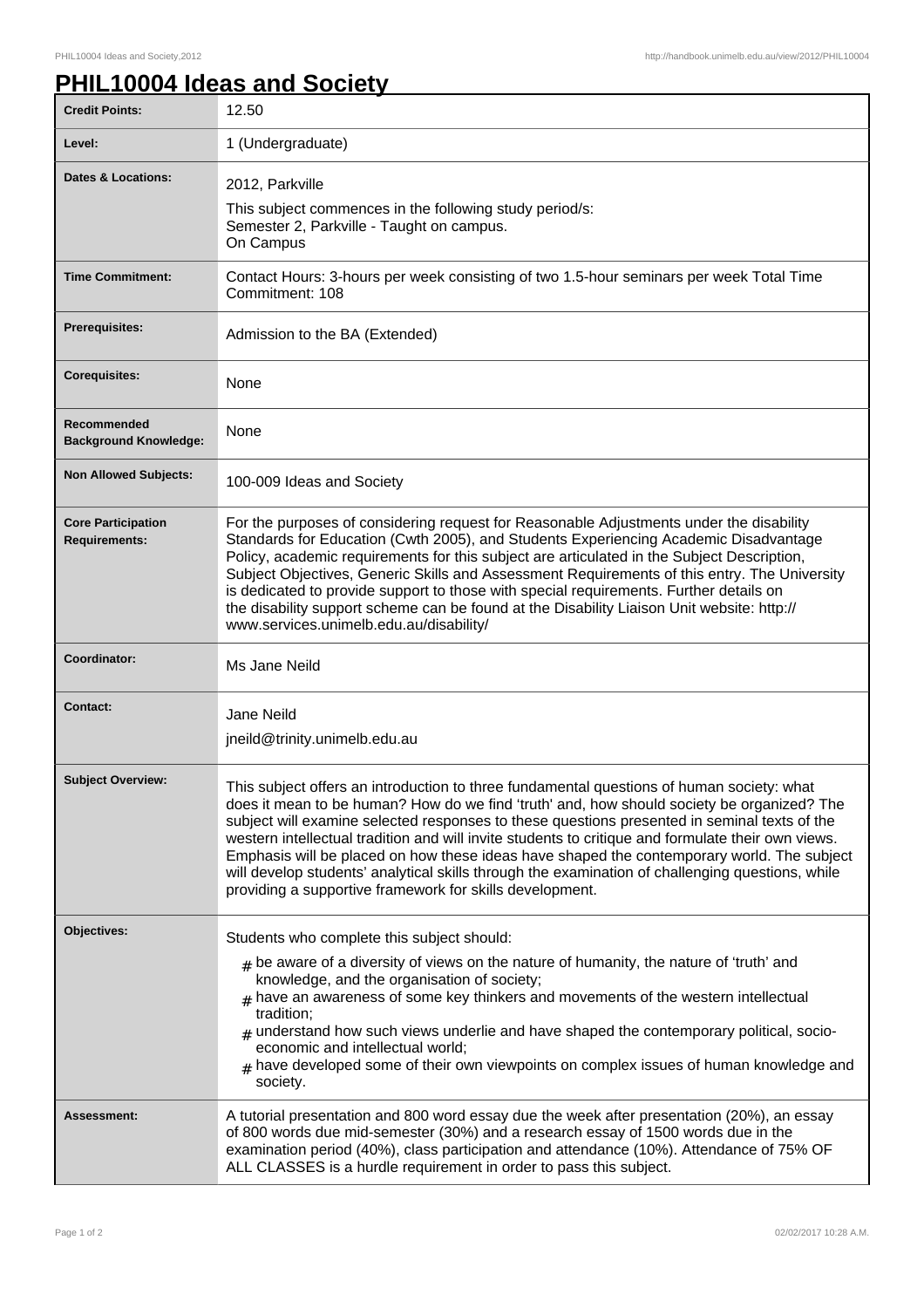# PHIL10004 Ideas and Society

| | |
|---|---|
| **Credit Points:** | 12.50 |
| **Level:** | 1 (Undergraduate) |
| **Dates & Locations:** | 2012, Parkville<br>This subject commences in the following study period/s:<br>Semester 2, Parkville - Taught on campus.<br>On Campus |
| **Time Commitment:** | Contact Hours: 3-hours per week consisting of two 1.5-hour seminars per week Total Time Commitment: 108 |
| **Prerequisites:** | Admission to the BA (Extended) |
| **Corequisites:** | None |
| **Recommended Background Knowledge:** | None |
| **Non Allowed Subjects:** | 100-009 Ideas and Society |
| **Core Participation Requirements:** | For the purposes of considering request for Reasonable Adjustments under the disability Standards for Education (Cwth 2005), and Students Experiencing Academic Disadvantage Policy, academic requirements for this subject are articulated in the Subject Description, Subject Objectives, Generic Skills and Assessment Requirements of this entry. The University is dedicated to provide support to those with special requirements. Further details on the disability support scheme can be found at the Disability Liaison Unit website: http://www.services.unimelb.edu.au/disability/ |
| **Coordinator:** | Ms Jane Neild |
| **Contact:** | Jane Neild<br>jneild@trinity.unimelb.edu.au |
| **Subject Overview:** | This subject offers an introduction to three fundamental questions of human society: what does it mean to be human? How do we find 'truth' and, how should society be organized? The subject will examine selected responses to these questions presented in seminal texts of the western intellectual tradition and will invite students to critique and formulate their own views. Emphasis will be placed on how these ideas have shaped the contemporary world. The subject will develop students' analytical skills through the examination of challenging questions, while providing a supportive framework for skills development. |
| **Objectives:** | Students who complete this subject should:<br># be aware of a diversity of views on the nature of humanity, the nature of 'truth' and knowledge, and the organisation of society;<br># have an awareness of some key thinkers and movements of the western intellectual tradition;<br># understand how such views underlie and have shaped the contemporary political, socio-economic and intellectual world;<br># have developed some of their own viewpoints on complex issues of human knowledge and society. |
| **Assessment:** | A tutorial presentation and 800 word essay due the week after presentation (20%), an essay of 800 words due mid-semester (30%) and a research essay of 1500 words due in the examination period (40%), class participation and attendance (10%). Attendance of 75% OF ALL CLASSES is a hurdle requirement in order to pass this subject. |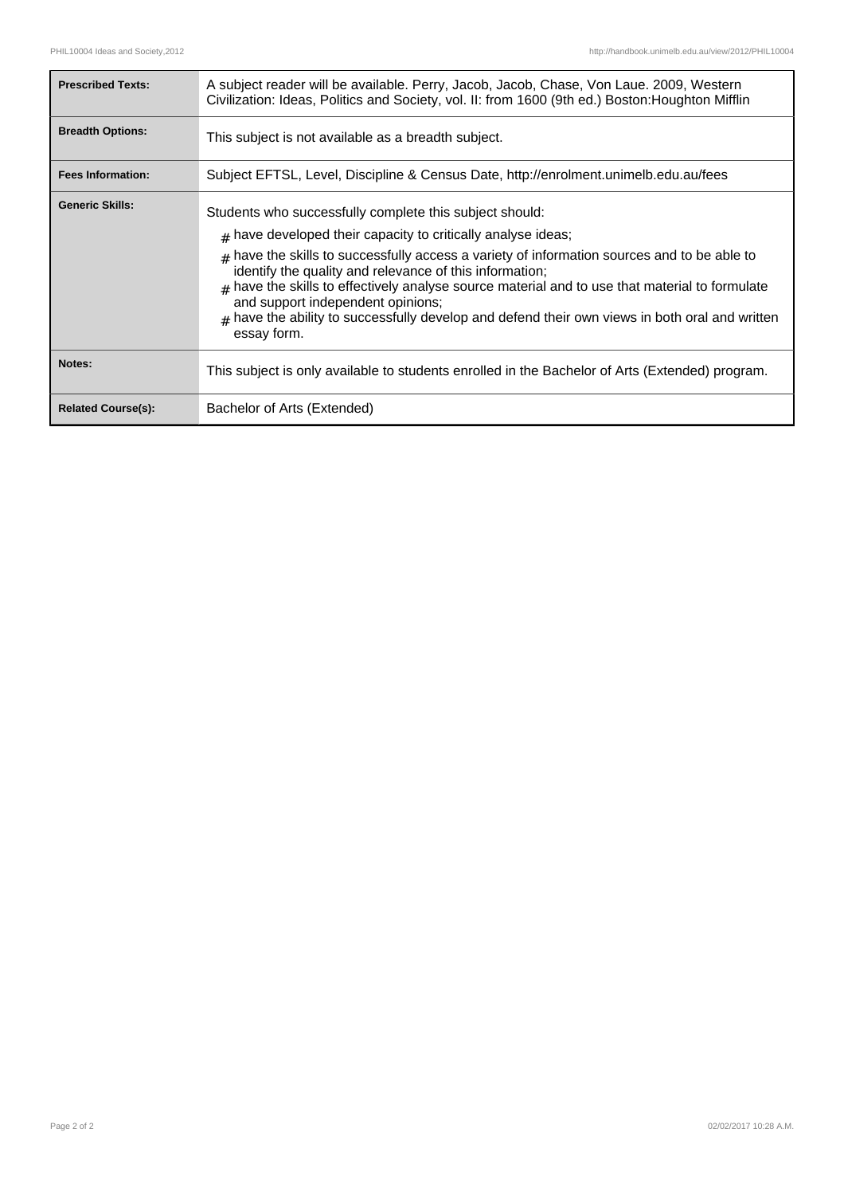| | |
|---|---|
| **Prescribed Texts:** | A subject reader will be available. Perry, Jacob, Jacob, Chase, Von Laue. 2009, Western Civilization: Ideas, Politics and Society, vol. II: from 1600 (9th ed.) Boston:Houghton Mifflin |
| **Breadth Options:** | This subject is not available as a breadth subject. |
| **Fees Information:** | Subject EFTSL, Level, Discipline & Census Date, http://enrolment.unimelb.edu.au/fees |
| **Generic Skills:** | Students who successfully complete this subject should: # have developed their capacity to critically analyse ideas; # have the skills to successfully access a variety of information sources and to be able to identify the quality and relevance of this information; # have the skills to effectively analyse source material and to use that material to formulate and support independent opinions; # have the ability to successfully develop and defend their own views in both oral and written essay form. |
| **Notes:** | This subject is only available to students enrolled in the Bachelor of Arts (Extended) program. |
| **Related Course(s):** | Bachelor of Arts (Extended) |